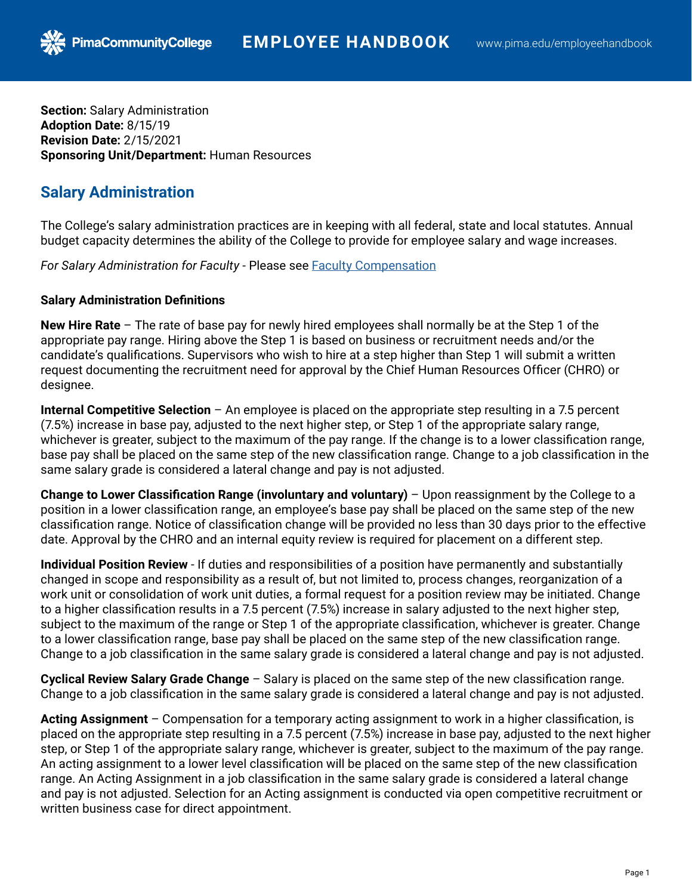**Section:** Salary Administration
**Adoption Date:** 8/15/19
**Revision Date:** 2/15/2021
**Sponsoring Unit/Department:** Human Resources

## Salary Administration

The College's salary administration practices are in keeping with all federal, state and local statutes. Annual budget capacity determines the ability of the College to provide for employee salary and wage increases.

*For Salary Administration for Faculty* - Please see [Faculty Compensation](#)

**Salary Administration Definitions**

**New Hire Rate** – The rate of base pay for newly hired employees shall normally be at the Step 1 of the appropriate pay range. Hiring above the Step 1 is based on business or recruitment needs and/or the candidate's qualifications. Supervisors who wish to hire at a step higher than Step 1 will submit a written request documenting the recruitment need for approval by the Chief Human Resources Officer (CHRO) or designee.

**Internal Competitive Selection** – An employee is placed on the appropriate step resulting in a 7.5 percent (7.5%) increase in base pay, adjusted to the next higher step, or Step 1 of the appropriate salary range, whichever is greater, subject to the maximum of the pay range. If the change is to a lower classification range, base pay shall be placed on the same step of the new classification range. Change to a job classification in the same salary grade is considered a lateral change and pay is not adjusted.

**Change to Lower Classification Range (involuntary and voluntary)** – Upon reassignment by the College to a position in a lower classification range, an employee's base pay shall be placed on the same step of the new classification range. Notice of classification change will be provided no less than 30 days prior to the effective date. Approval by the CHRO and an internal equity review is required for placement on a different step.

**Individual Position Review** - If duties and responsibilities of a position have permanently and substantially changed in scope and responsibility as a result of, but not limited to, process changes, reorganization of a work unit or consolidation of work unit duties, a formal request for a position review may be initiated. Change to a higher classification results in a 7.5 percent (7.5%) increase in salary adjusted to the next higher step, subject to the maximum of the range or Step 1 of the appropriate classification, whichever is greater. Change to a lower classification range, base pay shall be placed on the same step of the new classification range. Change to a job classification in the same salary grade is considered a lateral change and pay is not adjusted.

**Cyclical Review Salary Grade Change** – Salary is placed on the same step of the new classification range. Change to a job classification in the same salary grade is considered a lateral change and pay is not adjusted.

**Acting Assignment** – Compensation for a temporary acting assignment to work in a higher classification, is placed on the appropriate step resulting in a 7.5 percent (7.5%) increase in base pay, adjusted to the next higher step, or Step 1 of the appropriate salary range, whichever is greater, subject to the maximum of the pay range. An acting assignment to a lower level classification will be placed on the same step of the new classification range. An Acting Assignment in a job classification in the same salary grade is considered a lateral change and pay is not adjusted. Selection for an Acting assignment is conducted via open competitive recruitment or written business case for direct appointment.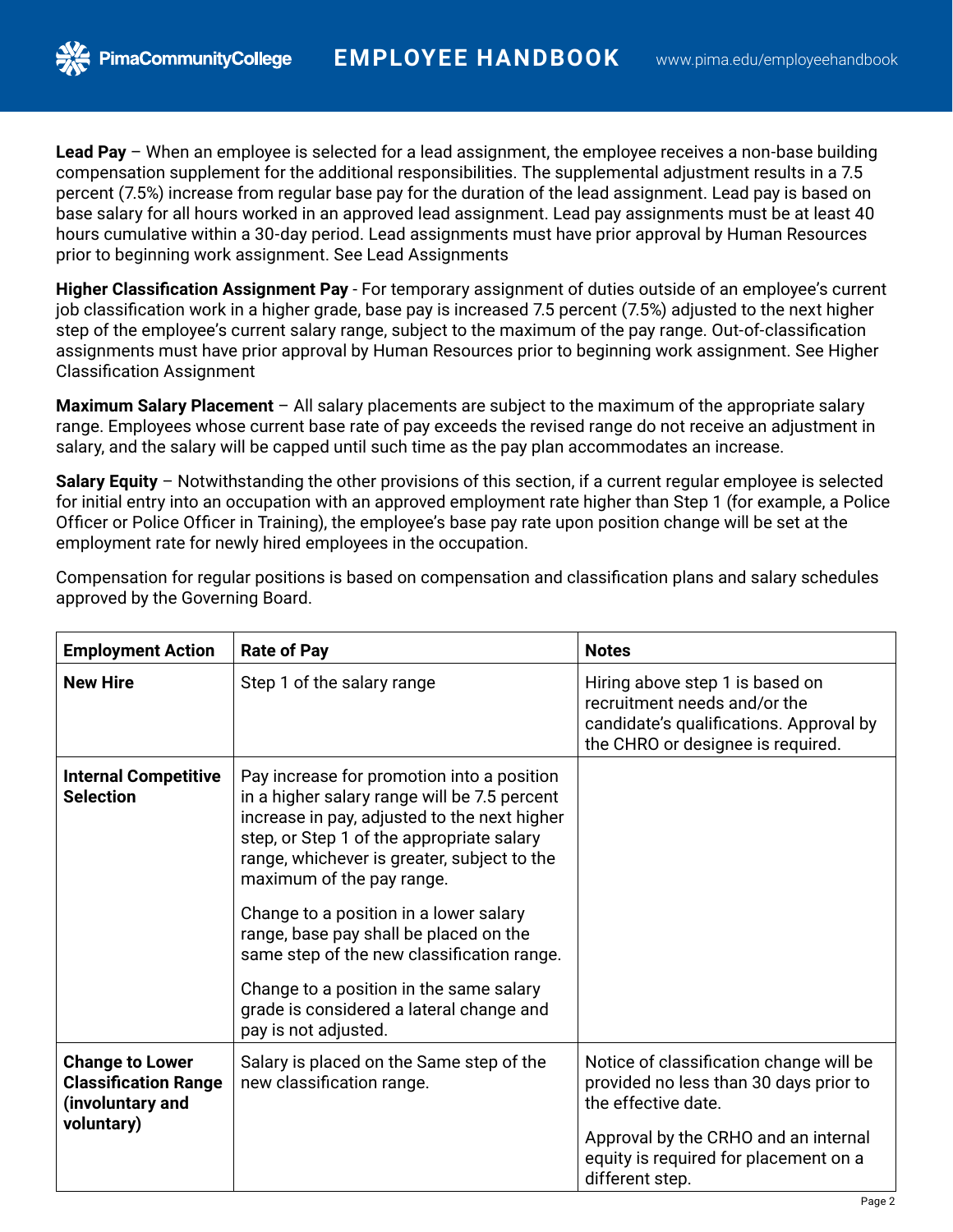**Lead Pay** – When an employee is selected for a lead assignment, the employee receives a non-base building compensation supplement for the additional responsibilities. The supplemental adjustment results in a 7.5 percent (7.5%) increase from regular base pay for the duration of the lead assignment. Lead pay is based on base salary for all hours worked in an approved lead assignment. Lead pay assignments must be at least 40 hours cumulative within a 30-day period. Lead assignments must have prior approval by Human Resources prior to beginning work assignment. See Lead Assignments

**Higher Classification Assignment Pay** - For temporary assignment of duties outside of an employee's current job classification work in a higher grade, base pay is increased 7.5 percent (7.5%) adjusted to the next higher step of the employee's current salary range, subject to the maximum of the pay range. Out-of-classification assignments must have prior approval by Human Resources prior to beginning work assignment. See Higher Classification Assignment

**Maximum Salary Placement** – All salary placements are subject to the maximum of the appropriate salary range. Employees whose current base rate of pay exceeds the revised range do not receive an adjustment in salary, and the salary will be capped until such time as the pay plan accommodates an increase.

**Salary Equity** – Notwithstanding the other provisions of this section, if a current regular employee is selected for initial entry into an occupation with an approved employment rate higher than Step 1 (for example, a Police Officer or Police Officer in Training), the employee's base pay rate upon position change will be set at the employment rate for newly hired employees in the occupation.

Compensation for regular positions is based on compensation and classification plans and salary schedules approved by the Governing Board.

| Employment Action | Rate of Pay | Notes |
| --- | --- | --- |
| **New Hire** | Step 1 of the salary range | Hiring above step 1 is based on recruitment needs and/or the candidate's qualifications. Approval by the CHRO or designee is required. |
| **Internal Competitive Selection** | Pay increase for promotion into a position in a higher salary range will be 7.5 percent increase in pay, adjusted to the next higher step, or Step 1 of the appropriate salary range, whichever is greater, subject to the maximum of the pay range.<br><br>Change to a position in a lower salary range, base pay shall be placed on the same step of the new classification range.<br><br>Change to a position in the same salary grade is considered a lateral change and pay is not adjusted. | |
| **Change to Lower Classification Range (involuntary and voluntary)** | Salary is placed on the Same step of the new classification range. | Notice of classification change will be provided no less than 30 days prior to the effective date.<br><br>Approval by the CRHO and an internal equity is required for placement on a different step. |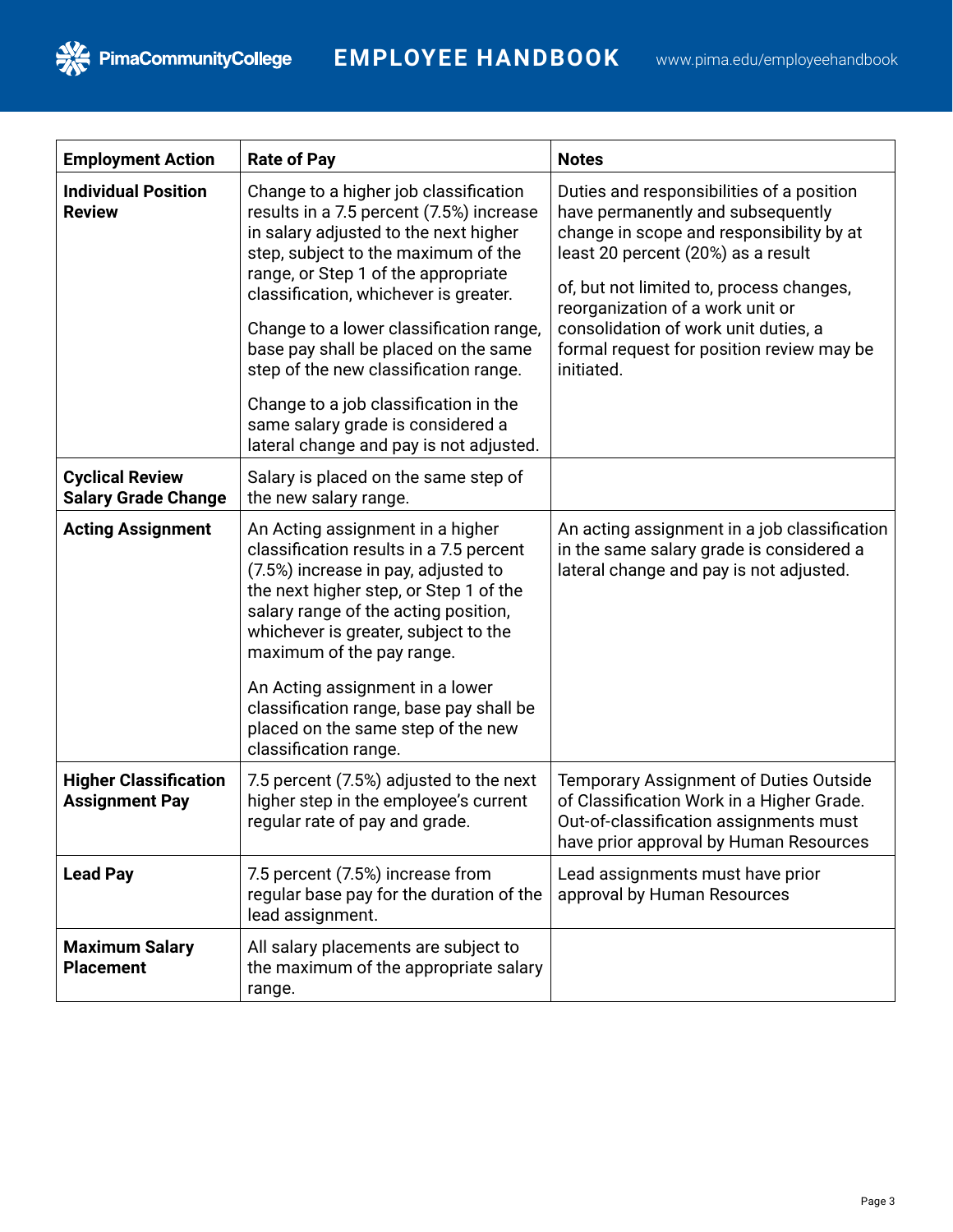| Employment Action | Rate of Pay | Notes |
|---|---|---|
| **Individual Position Review** | Change to a higher job classification results in a 7.5 percent (7.5%) increase in salary adjusted to the next higher step, subject to the maximum of the range, or Step 1 of the appropriate classification, whichever is greater.<br><br>Change to a lower classification range, base pay shall be placed on the same step of the new classification range.<br><br>Change to a job classification in the same salary grade is considered a lateral change and pay is not adjusted. | Duties and responsibilities of a position have permanently and subsequently change in scope and responsibility by at least 20 percent (20%) as a result<br><br>of, but not limited to, process changes, reorganization of a work unit or consolidation of work unit duties, a formal request for position review may be initiated. |
| **Cyclical Review Salary Grade Change** | Salary is placed on the same step of the new salary range. | |
| **Acting Assignment** | An Acting assignment in a higher classification results in a 7.5 percent (7.5%) increase in pay, adjusted to the next higher step, or Step 1 of the salary range of the acting position, whichever is greater, subject to the maximum of the pay range.<br><br>An Acting assignment in a lower classification range, base pay shall be placed on the same step of the new classification range. | An acting assignment in a job classification in the same salary grade is considered a lateral change and pay is not adjusted. |
| **Higher Classification Assignment Pay** | 7.5 percent (7.5%) adjusted to the next higher step in the employee's current regular rate of pay and grade. | Temporary Assignment of Duties Outside of Classification Work in a Higher Grade. Out-of-classification assignments must have prior approval by Human Resources |
| **Lead Pay** | 7.5 percent (7.5%) increase from regular base pay for the duration of the lead assignment. | Lead assignments must have prior approval by Human Resources |
| **Maximum Salary Placement** | All salary placements are subject to the maximum of the appropriate salary range. | |